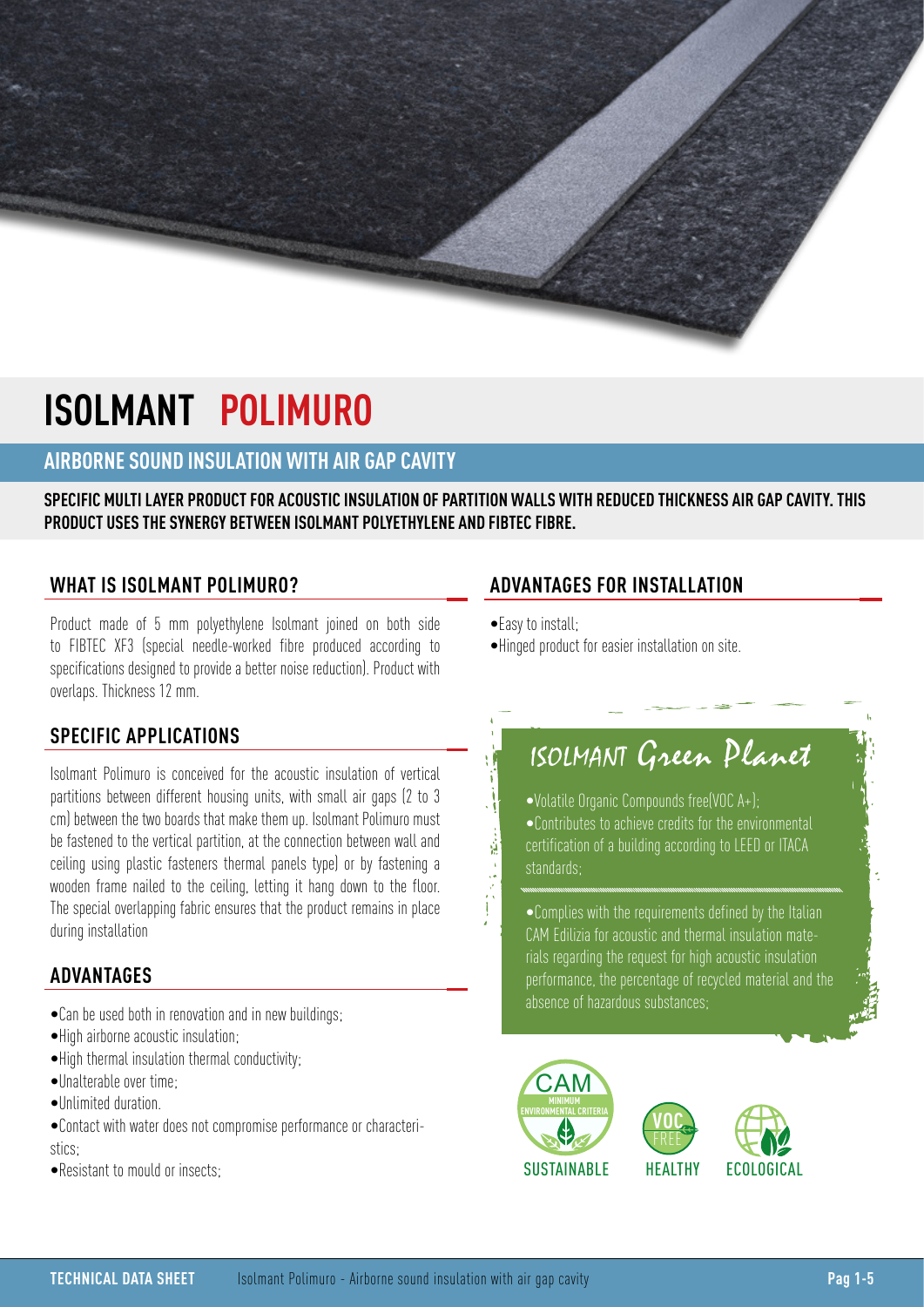# ISOLMANT POLIMURO

## AIRBORNE SOUND INSULATION WITH AIR GAP CAVITY

**SPECIFIC MULTI LAYER PRODUCT FOR ACOUSTIC INSULATION OF PARTITION WALLS WITH REDUCED THICKNESS AIR GAP CAVITY. THIS PRODUCT USES THE SYNERGY BETWEEN ISOLMANT POLYETHYLENE AND FIBTEC FIBRE.**

### WHAT IS ISOLMANT POLIMURO?

Product made of 5 mm polyethylene Isolmant joined on both side to FIBTEC XF3 (special needle-worked fibre produced according to specifications designed to provide a better noise reduction). Product with overlaps. Thickness 12 mm.

### SPECIFIC APPLICATIONS

Isolmant Polimuro is conceived for the acoustic insulation of vertical partitions between different housing units, with small air gaps (2 to 3 cm) between the two boards that make them up. Isolmant Polimuro must be fastened to the vertical partition, at the connection between wall and ceiling using plastic fasteners thermal panels type) or by fastening a wooden frame nailed to the ceiling, letting it hang down to the floor. The special overlapping fabric ensures that the product remains in place during installation

### ADVANTAGES

- Can be used both in renovation and in new buildings;
- High airborne acoustic insulation;
- High thermal insulation thermal conductivity;
- Unalterable over time;
- Unlimited duration.
- Contact with water does not compromise performance or characteristics;
- Resistant to mould or insects;

### ADVANTAGES FOR INSTALLATION

- Easy to install;
- Hinged product for easier installation on site.

### ISOLMANT Green Planet

- Volatile Organic Compounds free(VOC A+);
- Contributes to achieve credits for the environmental certification of a building according to LEED or ITACA standards;

- Complies with the requirements defined by the Italian CAM Edilizia for acoustic and thermal insulation materials regarding the request for high acoustic insulation performance, the percentage of recycled material and the absence of hazardous substances;

CAM MINIMUM ENVIRONMENTAL CRITERIA — SUSTAINABLE | VOC FREE — HEALTHY | ECOLOGICAL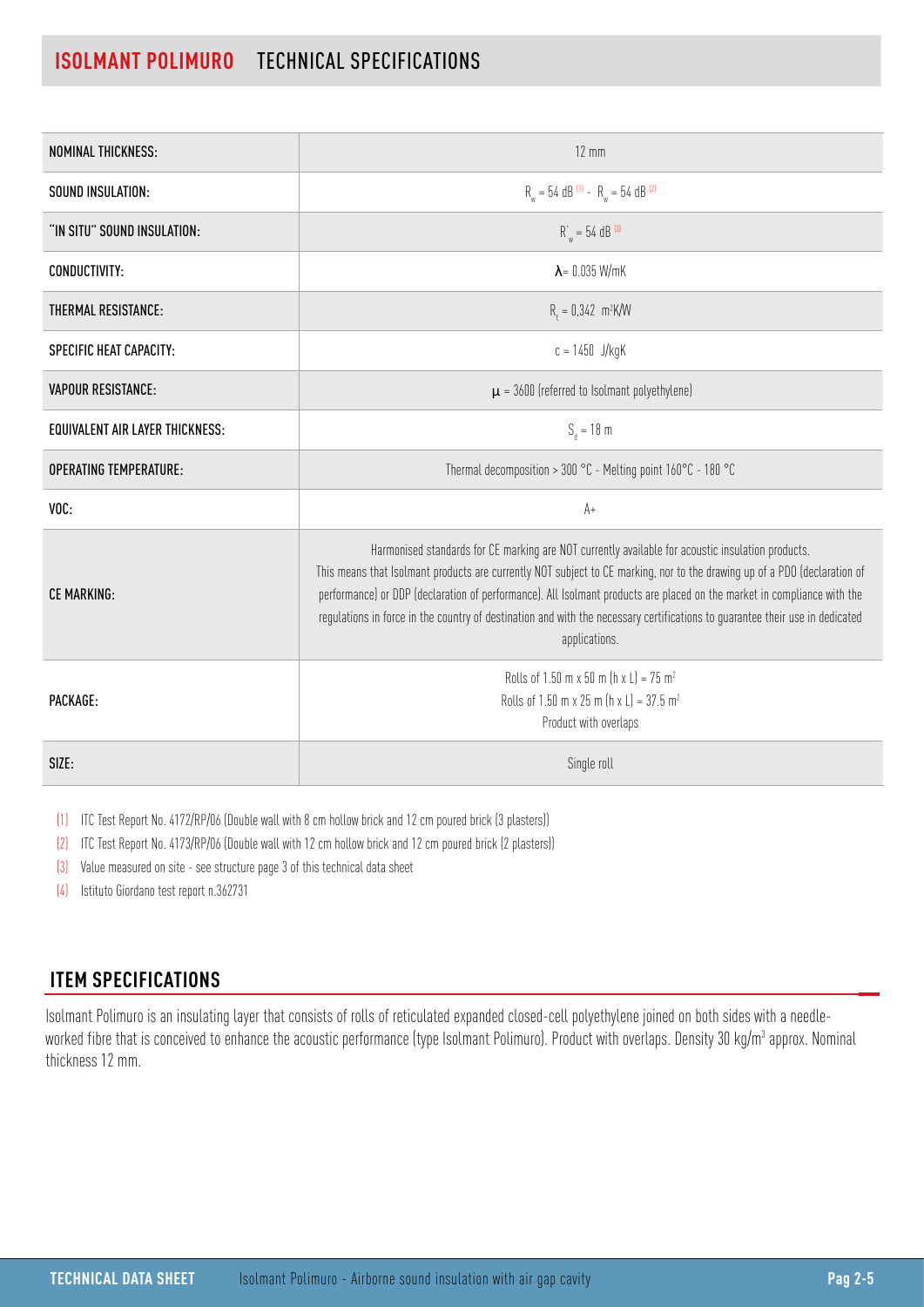## ISOLMANT POLIMURO TECHNICAL SPECIFICATIONS

| | |
|---|---|
| NOMINAL THICKNESS: | 12 mm |
| SOUND INSULATION: | $R_w$ = 54 dB [1] - $R_w$ = 54 dB [2] |
| "IN SITU" SOUND INSULATION: | $R'_w$ = 54 dB [3] |
| CONDUCTIVITY: | $\lambda$= 0.035 W/mK |
| THERMAL RESISTANCE: | $R_t$ = 0,342 $m^2K/W$ |
| SPECIFIC HEAT CAPACITY: | c = 1450 J/kgK |
| VAPOUR RESISTANCE: | $\mu$ = 3600 (referred to Isolmant polyethylene) |
| EQUIVALENT AIR LAYER THICKNESS: | $S_d$ = 18 m |
| OPERATING TEMPERATURE: | Thermal decomposition > 300 °C - Melting point 160°C - 180 °C |
| VOC: | A+ |
| CE MARKING: | Harmonised standards for CE marking are NOT currently available for acoustic insulation products. This means that Isolmant products are currently NOT subject to CE marking, nor to the drawing up of a PDO (declaration of performance) or DDP (declaration of performance). All Isolmant products are placed on the market in compliance with the regulations in force in the country of destination and with the necessary certifications to guarantee their use in dedicated applications. |
| PACKAGE: | Rolls of 1.50 m x 50 m (h x L) = 75 $m^2$<br>Rolls of 1.50 m x 25 m (h x L) = 37.5 $m^2$<br>Product with overlaps |
| SIZE: | Single roll |

(1) ITC Test Report No. 4172/RP/06 (Double wall with 8 cm hollow brick and 12 cm poured brick (3 plasters))

(2) ITC Test Report No. 4173/RP/06 (Double wall with 12 cm hollow brick and 12 cm poured brick (2 plasters))

(3) Value measured on site - see structure page 3 of this technical data sheet

(4) Istituto Giordano test report n.362731

## ITEM SPECIFICATIONS

Isolmant Polimuro is an insulating layer that consists of rolls of reticulated expanded closed-cell polyethylene joined on both sides with a needle-worked fibre that is conceived to enhance the acoustic performance (type Isolmant Polimuro). Product with overlaps. Density 30 $kg/m^3$ approx. Nominal thickness 12 mm.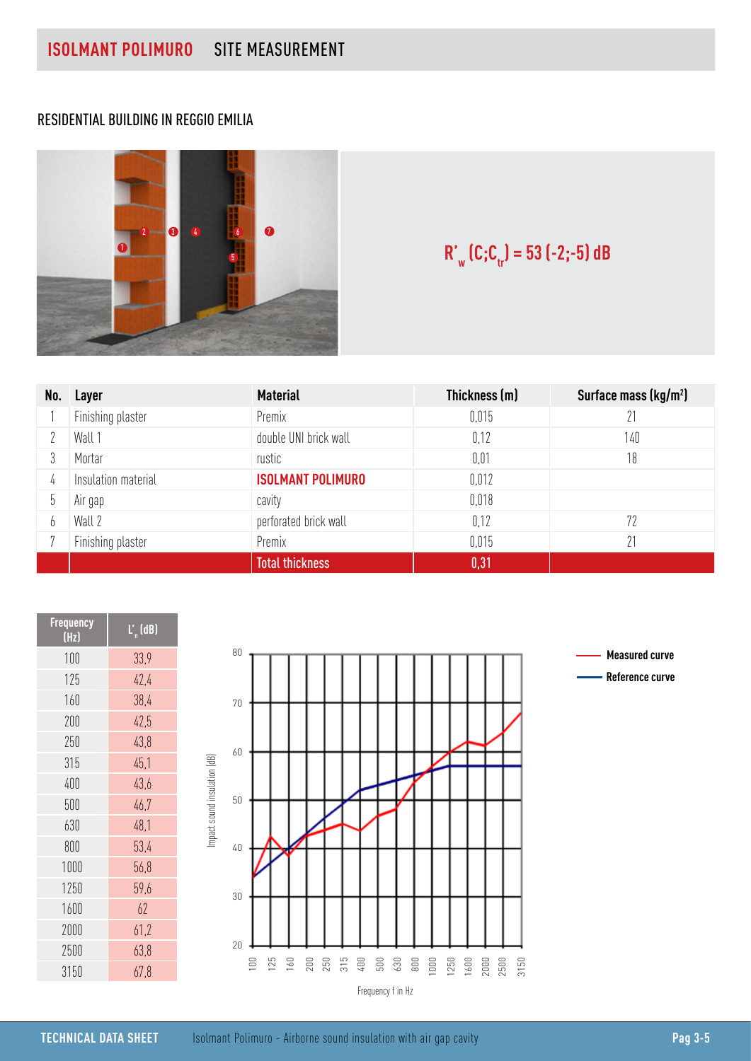# ISOLMANT POLIMURO SITE MEASUREMENT

## RESIDENTIAL BUILDING IN REGGIO EMILIA

$R'_w (C;C_{tr}) = 53 (-2;-5)$ dB

| No. | Layer | Material | Thickness (m) | Surface mass (kg/m²) |
|---|---|---|---|---|
| 1 | Finishing plaster | Premix | 0,015 | 21 |
| 2 | Wall 1 | double UNI brick wall | 0,12 | 140 |
| 3 | Mortar | rustic | 0,01 | 18 |
| 4 | Insulation material | **ISOLMANT POLIMURO** | 0,012 | |
| 5 | Air gap | cavity | 0,018 | |
| 6 | Wall 2 | perforated brick wall | 0,12 | 72 |
| 7 | Finishing plaster | Premix | 0,015 | 21 |
| | | Total thickness | 0,31 | |

| Frequency (Hz) | $L'_n$ (dB) |
|---|---|
| 100 | 33,9 |
| 125 | 42,4 |
| 160 | 38,4 |
| 200 | 42,5 |
| 250 | 43,8 |
| 315 | 45,1 |
| 400 | 43,6 |
| 500 | 46,7 |
| 630 | 48,1 |
| 800 | 53,4 |
| 1000 | 56,8 |
| 1250 | 59,6 |
| 1600 | 62 |
| 2000 | 61,2 |
| 2500 | 63,8 |
| 3150 | 67,8 |

Impact sound insulation (dB) vs Frequency f in Hz — Measured curve, Reference curve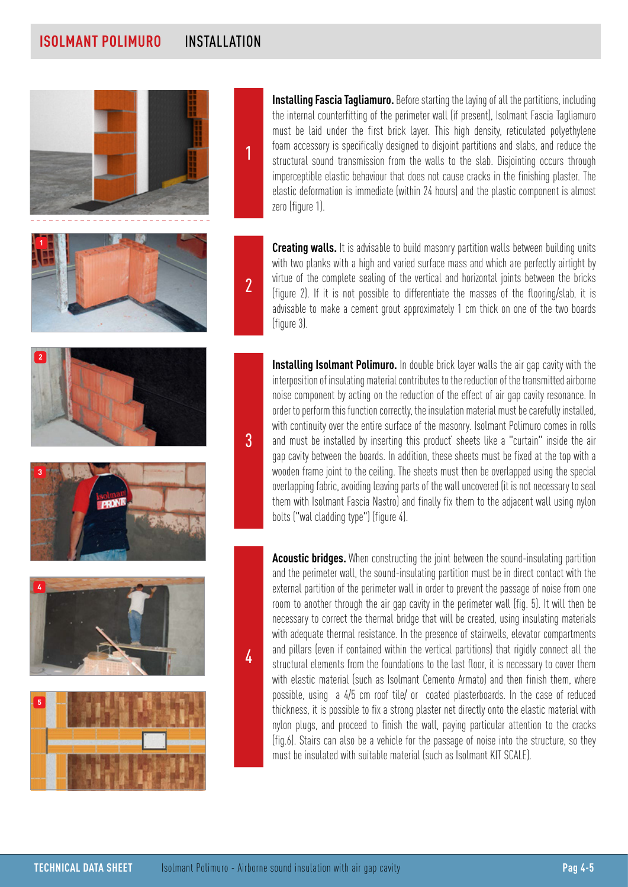## ISOLMANT POLIMURO INSTALLATION

**1**

**Installing Fascia Tagliamuro.** Before starting the laying of all the partitions, including the internal counterfitting of the perimeter wall (if present), Isolmant Fascia Tagliamuro must be laid under the first brick layer. This high density, reticulated polyethylene foam accessory is specifically designed to disjoint partitions and slabs, and reduce the structural sound transmission from the walls to the slab. Disjointing occurs through imperceptible elastic behaviour that does not cause cracks in the finishing plaster. The elastic deformation is immediate (within 24 hours) and the plastic component is almost zero (figure 1).

**2**

**Creating walls.** It is advisable to build masonry partition walls between building units with two planks with a high and varied surface mass and which are perfectly airtight by virtue of the complete sealing of the vertical and horizontal joints between the bricks (figure 2). If it is not possible to differentiate the masses of the flooring/slab, it is advisable to make a cement grout approximately 1 cm thick on one of the two boards (figure 3).

**3**

**Installing Isolmant Polimuro.** In double brick layer walls the air gap cavity with the interposition of insulating material contributes to the reduction of the transmitted airborne noise component by acting on the reduction of the effect of air gap cavity resonance. In order to perform this function correctly, the insulation material must be carefully installed, with continuity over the entire surface of the masonry. Isolmant Polimuro comes in rolls and must be installed by inserting this product' sheets like a "curtain" inside the air gap cavity between the boards. In addition, these sheets must be fixed at the top with a wooden frame joint to the ceiling. The sheets must then be overlapped using the special overlapping fabric, avoiding leaving parts of the wall uncovered (it is not necessary to seal them with Isolmant Fascia Nastro) and finally fix them to the adjacent wall using nylon bolts ("wal cladding type") (figure 4).

**4**

**Acoustic bridges.** When constructing the joint between the sound-insulating partition and the perimeter wall, the sound-insulating partition must be in direct contact with the external partition of the perimeter wall in order to prevent the passage of noise from one room to another through the air gap cavity in the perimeter wall (fig. 5). It will then be necessary to correct the thermal bridge that will be created, using insulating materials with adequate thermal resistance. In the presence of stairwells, elevator compartments and pillars (even if contained within the vertical partitions) that rigidly connect all the structural elements from the foundations to the last floor, it is necessary to cover them with elastic material (such as Isolmant Cemento Armato) and then finish them, where possible, using a 4/5 cm roof tile/ or coated plasterboards. In the case of reduced thickness, it is possible to fix a strong plaster net directly onto the elastic material with nylon plugs, and proceed to finish the wall, paying particular attention to the cracks (fig.6). Stairs can also be a vehicle for the passage of noise into the structure, so they must be insulated with suitable material (such as Isolmant KIT SCALE).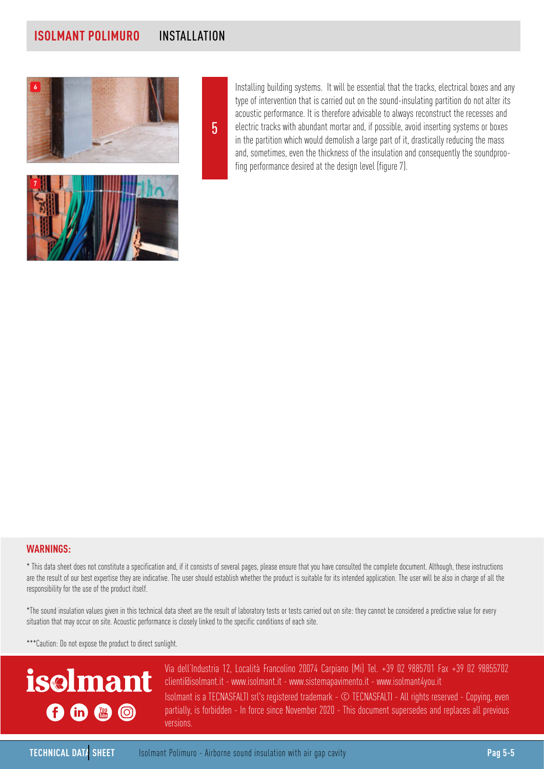## ISOLMANT POLIMURO INSTALLATION

6

7

5

Installing building systems. It will be essential that the tracks, electrical boxes and any type of intervention that is carried out on the sound-insulating partition do not alter its acoustic performance. It is therefore advisable to always reconstruct the recesses and electric tracks with abundant mortar and, if possible, avoid inserting systems or boxes in the partition which would demolish a large part of it, drastically reducing the mass and, sometimes, even the thickness of the insulation and consequently the soundproofing performance desired at the design level (figure 7).

**WARNINGS:**

* This data sheet does not constitute a specification and, if it consists of several pages, please ensure that you have consulted the complete document. Although, these instructions are the result of our best expertise they are indicative. The user should establish whether the product is suitable for its intended application. The user will be also in charge of all the responsibility for the use of the product itself.

*The sound insulation values given in this technical data sheet are the result of laboratory tests or tests carried out on site: they cannot be considered a predictive value for every situation that may occur on site. Acoustic performance is closely linked to the specific conditions of each site.

***Caution: Do not expose the product to direct sunlight.

isolmant

Via dell'Industria 12, Località Francolino 20074 Carpiano (Mi) Tel. +39 02 9885701 Fax +39 02 98855702
clienti@isolmant.it - www.isolmant.it - www.sistemapavimento.it - www.isolmant4you.it

Isolmant is a TECNASFALTI srl's registered trademark - © TECNASFALTI - All rights reserved - Copying, even partially, is forbidden - In force since November 2020 - This document supersedes and replaces all previous versions.

TECHNICAL DATA SHEET Isolmant Polimuro - Airborne sound insulation with air gap cavity